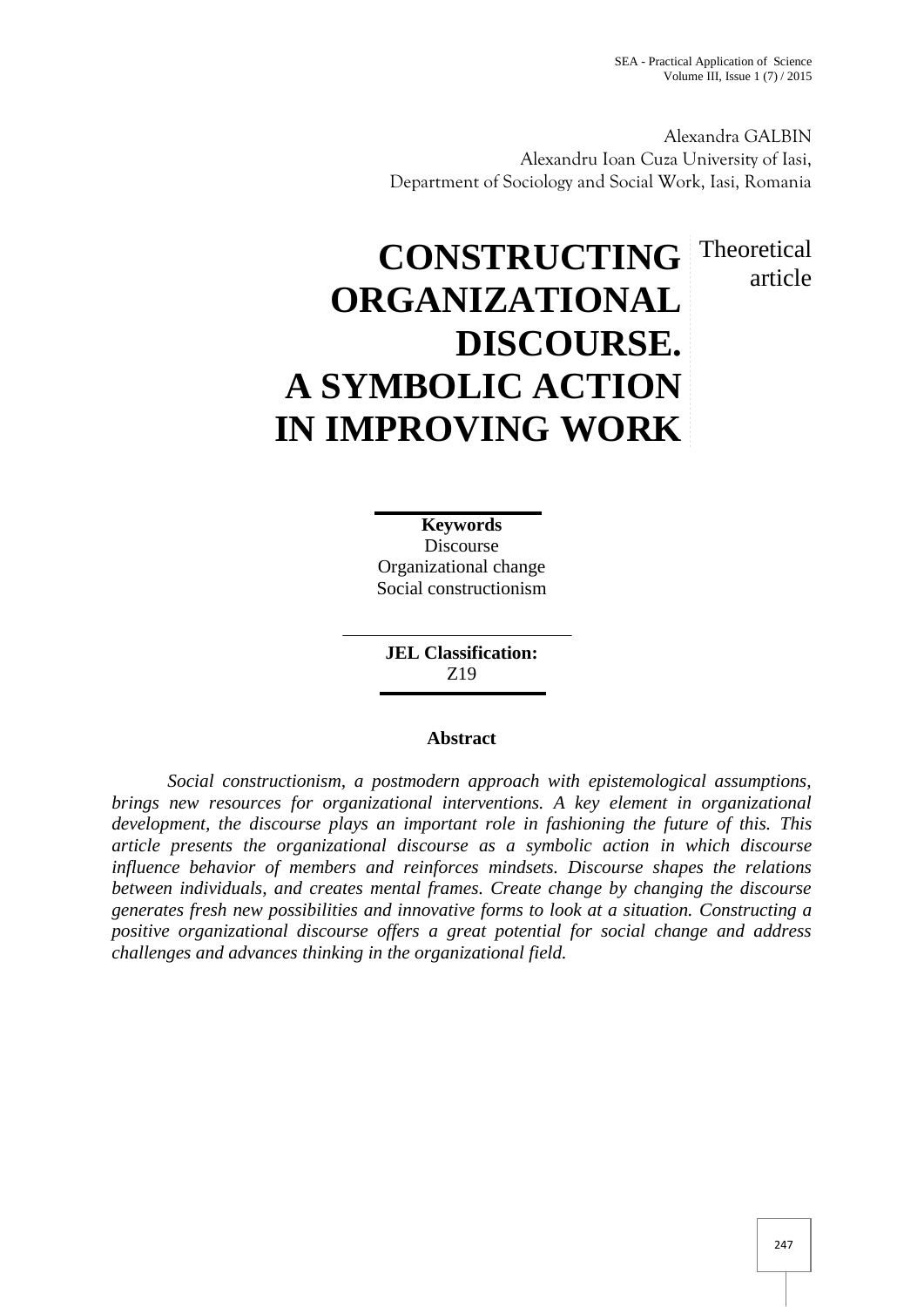Alexandra GALBIN
Alexandru Ioan Cuza University of Iasi,
Department of Sociology and Social Work, Iasi, Romania

# CONSTRUCTING ORGANIZATIONAL DISCOURSE. A SYMBOLIC ACTION IN IMPROVING WORK

Theoretical article

**Keywords**
Discourse
Organizational change
Social constructionism

**JEL Classification:**
Z19

**Abstract**

*Social constructionism, a postmodern approach with epistemological assumptions, brings new resources for organizational interventions. A key element in organizational development, the discourse plays an important role in fashioning the future of this. This article presents the organizational discourse as a symbolic action in which discourse influence behavior of members and reinforces mindsets. Discourse shapes the relations between individuals, and creates mental frames. Create change by changing the discourse generates fresh new possibilities and innovative forms to look at a situation. Constructing a positive organizational discourse offers a great potential for social change and address challenges and advances thinking in the organizational field.*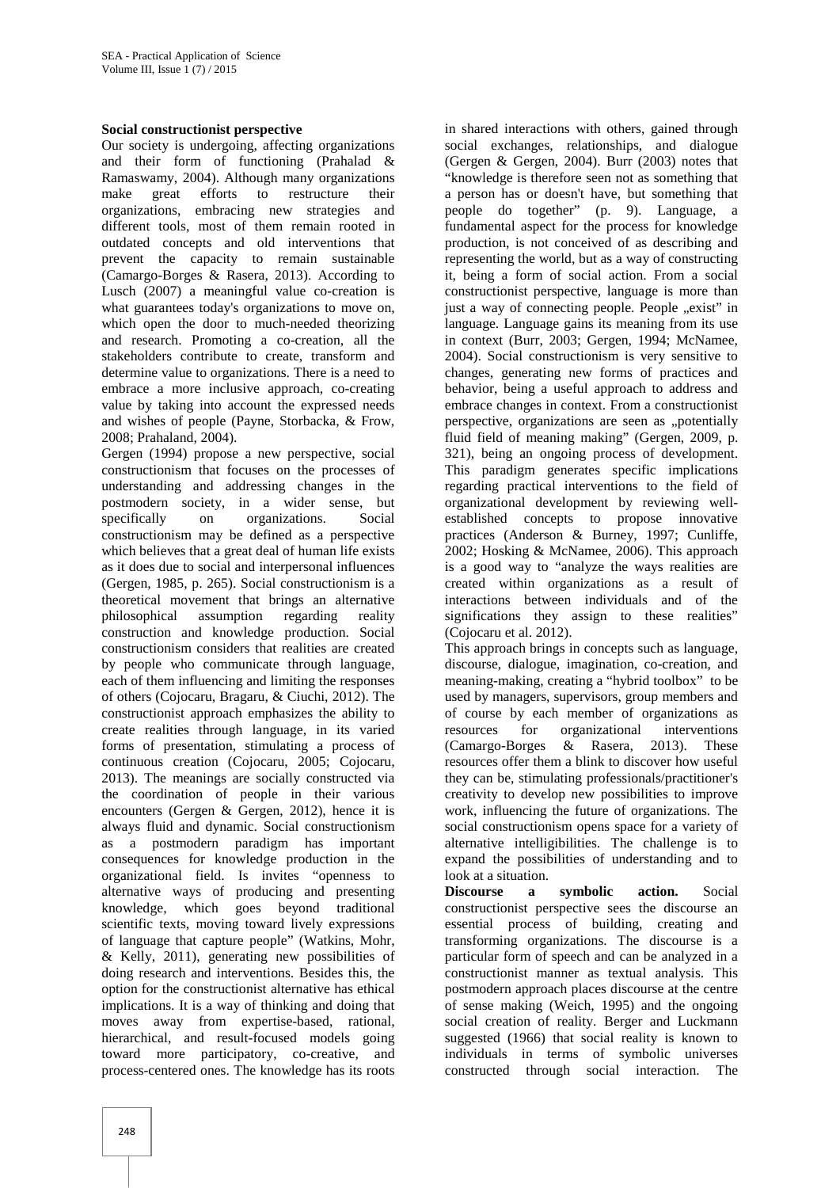**Social constructionist perspective**

Our society is undergoing, affecting organizations and their form of functioning (Prahalad & Ramaswamy, 2004). Although many organizations make great efforts to restructure their organizations, embracing new strategies and different tools, most of them remain rooted in outdated concepts and old interventions that prevent the capacity to remain sustainable (Camargo-Borges & Rasera, 2013). According to Lusch (2007) a meaningful value co-creation is what guarantees today's organizations to move on, which open the door to much-needed theorizing and research. Promoting a co-creation, all the stakeholders contribute to create, transform and determine value to organizations. There is a need to embrace a more inclusive approach, co-creating value by taking into account the expressed needs and wishes of people (Payne, Storbacka, & Frow, 2008; Prahaland, 2004).

Gergen (1994) propose a new perspective, social constructionism that focuses on the processes of understanding and addressing changes in the postmodern society, in a wider sense, but specifically on organizations. Social constructionism may be defined as a perspective which believes that a great deal of human life exists as it does due to social and interpersonal influences (Gergen, 1985, p. 265). Social constructionism is a theoretical movement that brings an alternative philosophical assumption regarding reality construction and knowledge production. Social constructionism considers that realities are created by people who communicate through language, each of them influencing and limiting the responses of others (Cojocaru, Bragaru, & Ciuchi, 2012). The constructionist approach emphasizes the ability to create realities through language, in its varied forms of presentation, stimulating a process of continuous creation (Cojocaru, 2005; Cojocaru, 2013). The meanings are socially constructed via the coordination of people in their various encounters (Gergen & Gergen, 2012), hence it is always fluid and dynamic. Social constructionism as a postmodern paradigm has important consequences for knowledge production in the organizational field. Is invites "openness to alternative ways of producing and presenting knowledge, which goes beyond traditional scientific texts, moving toward lively expressions of language that capture people" (Watkins, Mohr, & Kelly, 2011), generating new possibilities of doing research and interventions. Besides this, the option for the constructionist alternative has ethical implications. It is a way of thinking and doing that moves away from expertise-based, rational, hierarchical, and result-focused models going toward more participatory, co-creative, and process-centered ones. The knowledge has its roots in shared interactions with others, gained through social exchanges, relationships, and dialogue (Gergen & Gergen, 2004). Burr (2003) notes that "knowledge is therefore seen not as something that a person has or doesn't have, but something that people do together" (p. 9). Language, a fundamental aspect for the process for knowledge production, is not conceived of as describing and representing the world, but as a way of constructing it, being a form of social action. From a social constructionist perspective, language is more than just a way of connecting people. People „exist" in language. Language gains its meaning from its use in context (Burr, 2003; Gergen, 1994; McNamee, 2004). Social constructionism is very sensitive to changes, generating new forms of practices and behavior, being a useful approach to address and embrace changes in context. From a constructionist perspective, organizations are seen as „potentially fluid field of meaning making" (Gergen, 2009, p. 321), being an ongoing process of development. This paradigm generates specific implications regarding practical interventions to the field of organizational development by reviewing well-established concepts to propose innovative practices (Anderson & Burney, 1997; Cunliffe, 2002; Hosking & McNamee, 2006). This approach is a good way to "analyze the ways realities are created within organizations as a result of interactions between individuals and of the significations they assign to these realities" (Cojocaru et al. 2012).

This approach brings in concepts such as language, discourse, dialogue, imagination, co-creation, and meaning-making, creating a "hybrid toolbox" to be used by managers, supervisors, group members and of course by each member of organizations as resources for organizational interventions (Camargo-Borges & Rasera, 2013). These resources offer them a blink to discover how useful they can be, stimulating professionals/practitioner's creativity to develop new possibilities to improve work, influencing the future of organizations. The social constructionism opens space for a variety of alternative intelligibilities. The challenge is to expand the possibilities of understanding and to look at a situation.

**Discourse a symbolic action.** Social constructionist perspective sees the discourse an essential process of building, creating and transforming organizations. The discourse is a particular form of speech and can be analyzed in a constructionist manner as textual analysis. This postmodern approach places discourse at the centre of sense making (Weich, 1995) and the ongoing social creation of reality. Berger and Luckmann suggested (1966) that social reality is known to individuals in terms of symbolic universes constructed through social interaction. The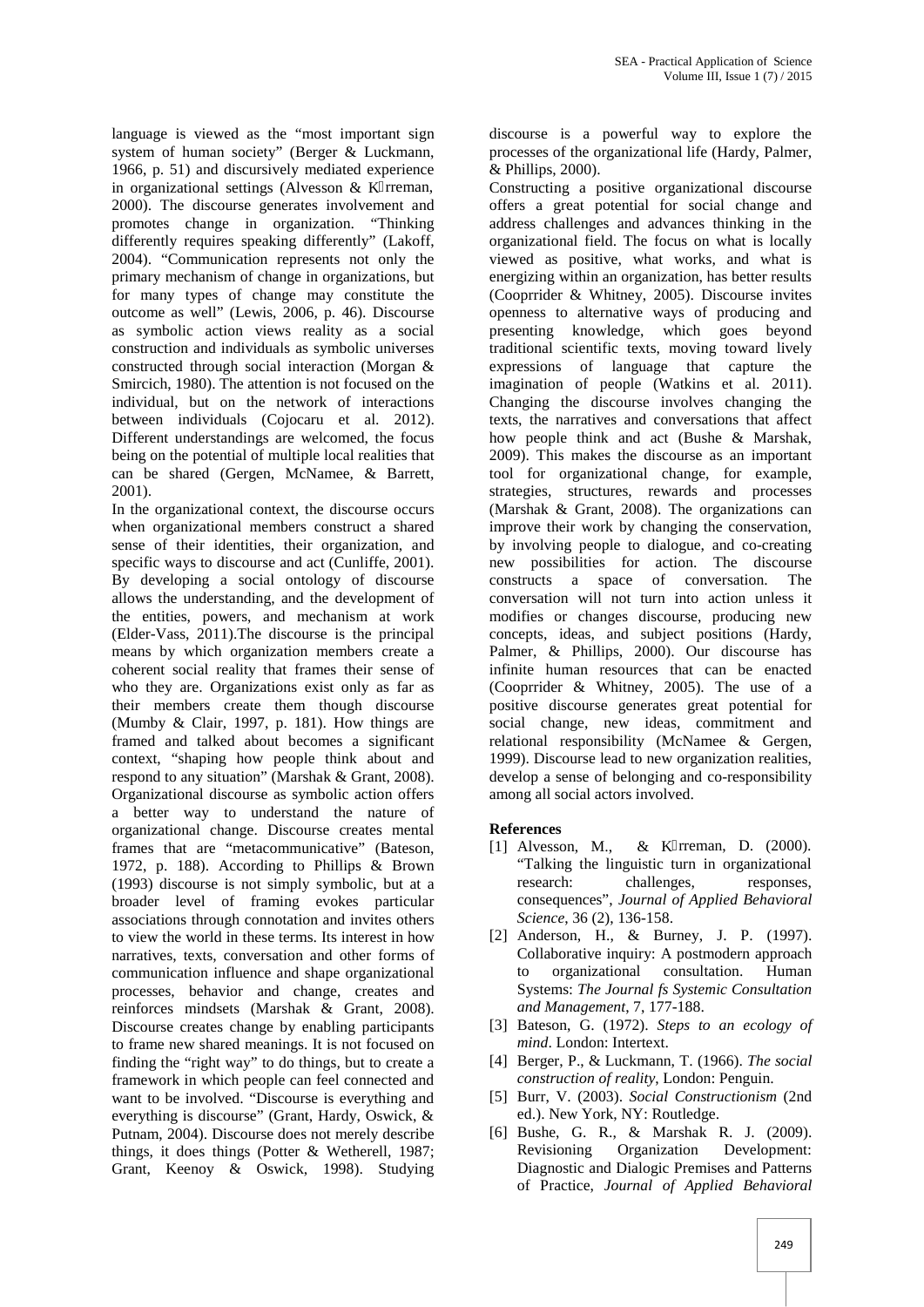language is viewed as the "most important sign system of human society" (Berger & Luckmann, 1966, p. 51) and discursively mediated experience in organizational settings (Alvesson & K rreman, 2000). The discourse generates involvement and promotes change in organization. "Thinking differently requires speaking differently" (Lakoff, 2004). "Communication represents not only the primary mechanism of change in organizations, but for many types of change may constitute the outcome as well" (Lewis, 2006, p. 46). Discourse as symbolic action views reality as a social construction and individuals as symbolic universes constructed through social interaction (Morgan & Smircich, 1980). The attention is not focused on the individual, but on the network of interactions between individuals (Cojocaru et al. 2012). Different understandings are welcomed, the focus being on the potential of multiple local realities that can be shared (Gergen, McNamee, & Barrett, 2001).

In the organizational context, the discourse occurs when organizational members construct a shared sense of their identities, their organization, and specific ways to discourse and act (Cunliffe, 2001). By developing a social ontology of discourse allows the understanding, and the development of the entities, powers, and mechanism at work (Elder-Vass, 2011).The discourse is the principal means by which organization members create a coherent social reality that frames their sense of who they are. Organizations exist only as far as their members create them though discourse (Mumby & Clair, 1997, p. 181). How things are framed and talked about becomes a significant context, "shaping how people think about and respond to any situation" (Marshak & Grant, 2008). Organizational discourse as symbolic action offers a better way to understand the nature of organizational change. Discourse creates mental frames that are "metacommunicative" (Bateson, 1972, p. 188). According to Phillips & Brown (1993) discourse is not simply symbolic, but at a broader level of framing evokes particular associations through connotation and invites others to view the world in these terms. Its interest in how narratives, texts, conversation and other forms of communication influence and shape organizational processes, behavior and change, creates and reinforces mindsets (Marshak & Grant, 2008). Discourse creates change by enabling participants to frame new shared meanings. It is not focused on finding the "right way" to do things, but to create a framework in which people can feel connected and want to be involved. "Discourse is everything and everything is discourse" (Grant, Hardy, Oswick, & Putnam, 2004). Discourse does not merely describe things, it does things (Potter & Wetherell, 1987; Grant, Keenoy & Oswick, 1998). Studying discourse is a powerful way to explore the processes of the organizational life (Hardy, Palmer, & Phillips, 2000).

Constructing a positive organizational discourse offers a great potential for social change and address challenges and advances thinking in the organizational field. The focus on what is locally viewed as positive, what works, and what is energizing within an organization, has better results (Cooprrider & Whitney, 2005). Discourse invites openness to alternative ways of producing and presenting knowledge, which goes beyond traditional scientific texts, moving toward lively expressions of language that capture the imagination of people (Watkins et al. 2011). Changing the discourse involves changing the texts, the narratives and conversations that affect how people think and act (Bushe & Marshak, 2009). This makes the discourse as an important tool for organizational change, for example, strategies, structures, rewards and processes (Marshak & Grant, 2008). The organizations can improve their work by changing the conservation, by involving people to dialogue, and co-creating new possibilities for action. The discourse constructs a space of conversation. The conversation will not turn into action unless it modifies or changes discourse, producing new concepts, ideas, and subject positions (Hardy, Palmer, & Phillips, 2000). Our discourse has infinite human resources that can be enacted (Cooprrider & Whitney, 2005). The use of a positive discourse generates great potential for social change, new ideas, commitment and relational responsibility (McNamee & Gergen, 1999). Discourse lead to new organization realities, develop a sense of belonging and co-responsibility among all social actors involved.

## References

[1] Alvesson, M., & K rreman, D. (2000). "Talking the linguistic turn in organizational research: challenges, responses, consequences", *Journal of Applied Behavioral Science*, 36 (2), 136-158.

[2] Anderson, H., & Burney, J. P. (1997). Collaborative inquiry: A postmodern approach to organizational consultation. Human Systems: *The Journal fs Systemic Consultation and Management*, 7, 177-188.

[3] Bateson, G. (1972). *Steps to an ecology of mind*. London: Intertext.

[4] Berger, P., & Luckmann, T. (1966). *The social construction of reality*, London: Penguin.

[5] Burr, V. (2003). *Social Constructionism* (2nd ed.). New York, NY: Routledge.

[6] Bushe, G. R., & Marshak R. J. (2009). Revisioning Organization Development: Diagnostic and Dialogic Premises and Patterns of Practice, *Journal of Applied Behavioral*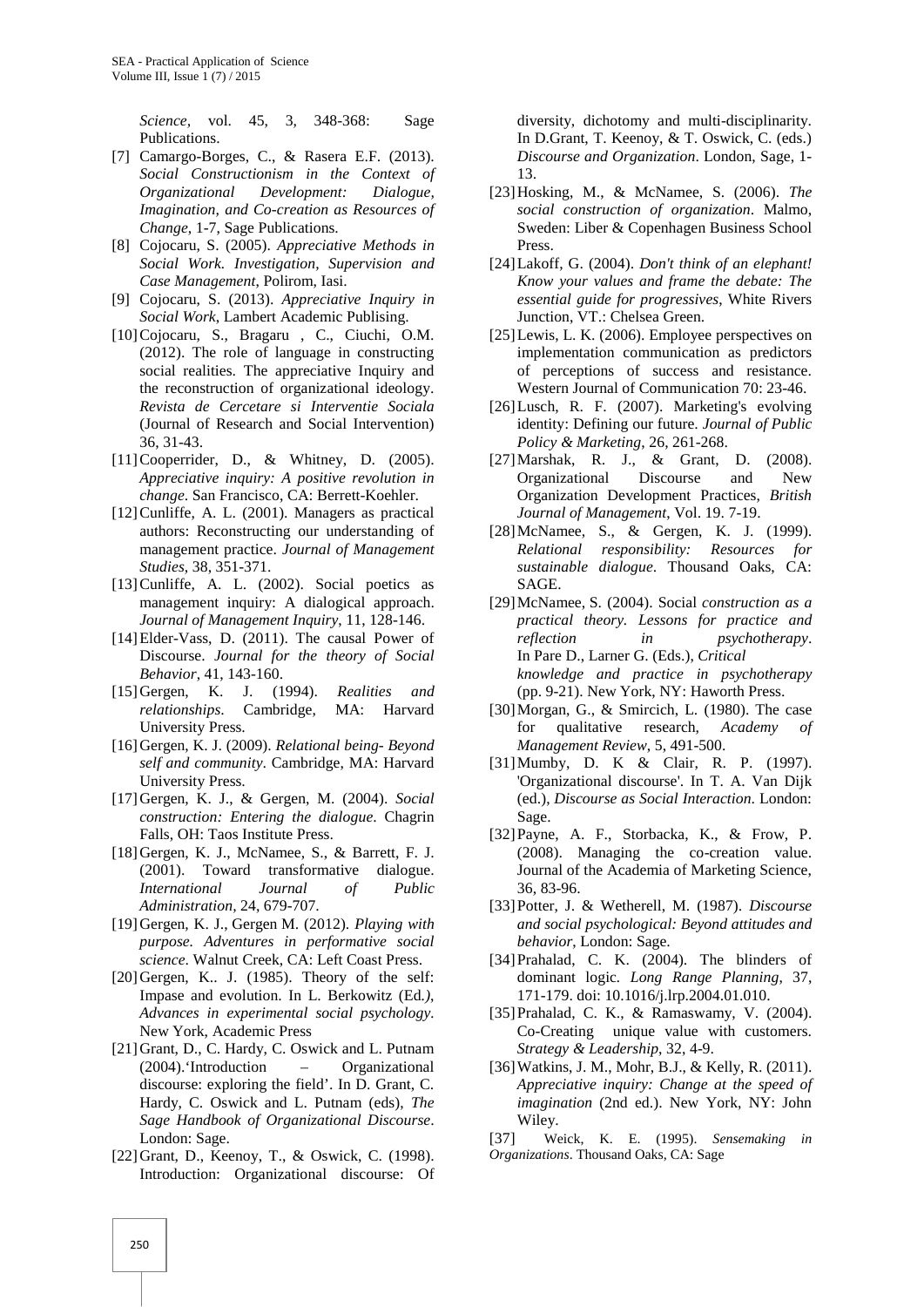*Science*, vol. 45, 3, 348-368: Sage Publications.

[7] Camargo-Borges, C., & Rasera E.F. (2013). *Social Constructionism in the Context of Organizational Development: Dialogue, Imagination, and Co-creation as Resources of Change*, 1-7, Sage Publications.

[8] Cojocaru, S. (2005). *Appreciative Methods in Social Work. Investigation, Supervision and Case Management*, Polirom, Iasi.

[9] Cojocaru, S. (2013). *Appreciative Inquiry in Social Work*, Lambert Academic Publising.

[10] Cojocaru, S., Bragaru , C., Ciuchi, O.M. (2012). The role of language in constructing social realities. The appreciative Inquiry and the reconstruction of organizational ideology. *Revista de Cercetare si Interventie Sociala* (Journal of Research and Social Intervention) 36, 31-43.

[11] Cooperrider, D., & Whitney, D. (2005). *Appreciative inquiry: A positive revolution in change*. San Francisco, CA: Berrett-Koehler.

[12] Cunliffe, A. L. (2001). Managers as practical authors: Reconstructing our understanding of management practice. *Journal of Management Studies*, 38, 351-371.

[13] Cunliffe, A. L. (2002). Social poetics as management inquiry: A dialogical approach. *Journal of Management Inquiry*, 11, 128-146.

[14] Elder-Vass, D. (2011). The causal Power of Discourse. *Journal for the theory of Social Behavior*, 41, 143-160.

[15] Gergen, K. J. (1994). *Realities and relationships*. Cambridge, MA: Harvard University Press.

[16] Gergen, K. J. (2009). *Relational being- Beyond self and community*. Cambridge, MA: Harvard University Press.

[17] Gergen, K. J., & Gergen, M. (2004). *Social construction: Entering the dialogue*. Chagrin Falls, OH: Taos Institute Press.

[18] Gergen, K. J., McNamee, S., & Barrett, F. J. (2001). Toward transformative dialogue. *International Journal of Public Administration*, 24, 679-707.

[19] Gergen, K. J., Gergen M. (2012). *Playing with purpose. Adventures in performative social science*. Walnut Creek, CA: Left Coast Press.

[20] Gergen, K.. J. (1985). Theory of the self: Impase and evolution. In L. Berkowitz (Ed*.)*, *Advances in experimental social psychology*. New York, Academic Press

[21] Grant, D., C. Hardy, C. Oswick and L. Putnam (2004).'Introduction – Organizational discourse: exploring the field'. In D. Grant, C. Hardy, C. Oswick and L. Putnam (eds), *The Sage Handbook of Organizational Discourse*. London: Sage.

[22] Grant, D., Keenoy, T., & Oswick, C. (1998). Introduction: Organizational discourse: Of diversity, dichotomy and multi-disciplinarity. In D.Grant, T. Keenoy, & T. Oswick, C. (eds.) *Discourse and Organization*. London, Sage, 1-13.

[23] Hosking, M., & McNamee, S. (2006). *The social construction of organization*. Malmo, Sweden: Liber & Copenhagen Business School Press.

[24] Lakoff, G. (2004). *Don't think of an elephant! Know your values and frame the debate: The essential guide for progressives*, White Rivers Junction, VT.: Chelsea Green.

[25] Lewis, L. K. (2006). Employee perspectives on implementation communication as predictors of perceptions of success and resistance. Western Journal of Communication 70: 23-46.

[26] Lusch, R. F. (2007). Marketing's evolving identity: Defining our future. *Journal of Public Policy & Marketing*, 26, 261-268.

[27] Marshak, R. J., & Grant, D. (2008). Organizational Discourse and New Organization Development Practices, *British Journal of Management*, Vol. 19. 7-19.

[28] McNamee, S., & Gergen, K. J. (1999). *Relational responsibility: Resources for sustainable dialogue*. Thousand Oaks, CA: SAGE.

[29] McNamee, S. (2004). Social *construction as a practical theory. Lessons for practice and reflection in psychotherapy*. In Pare D., Larner G. (Eds.), *Critical knowledge and practice in psychotherapy* (pp. 9-21). New York, NY: Haworth Press.

[30] Morgan, G., & Smircich, L. (1980). The case for qualitative research, *Academy of Management Review*, 5, 491-500.

[31] Mumby, D. K & Clair, R. P. (1997). 'Organizational discourse'. In T. A. Van Dijk (ed.), *Discourse as Social Interaction*. London: Sage.

[32] Payne, A. F., Storbacka, K., & Frow, P. (2008). Managing the co-creation value. Journal of the Academia of Marketing Science, 36, 83-96.

[33] Potter, J. & Wetherell, M. (1987). *Discourse and social psychological: Beyond attitudes and behavior*, London: Sage.

[34] Prahalad, C. K. (2004). The blinders of dominant logic. *Long Range Planning*, 37, 171-179. doi: 10.1016/j.lrp.2004.01.010.

[35] Prahalad, C. K., & Ramaswamy, V. (2004). Co-Creating unique value with customers. *Strategy & Leadership*, 32, 4-9.

[36] Watkins, J. M., Mohr, B.J., & Kelly, R. (2011). *Appreciative inquiry: Change at the speed of imagination* (2nd ed.). New York, NY: John Wiley.

[37] Weick, K. E. (1995). *Sensemaking in Organizations*. Thousand Oaks, CA: Sage